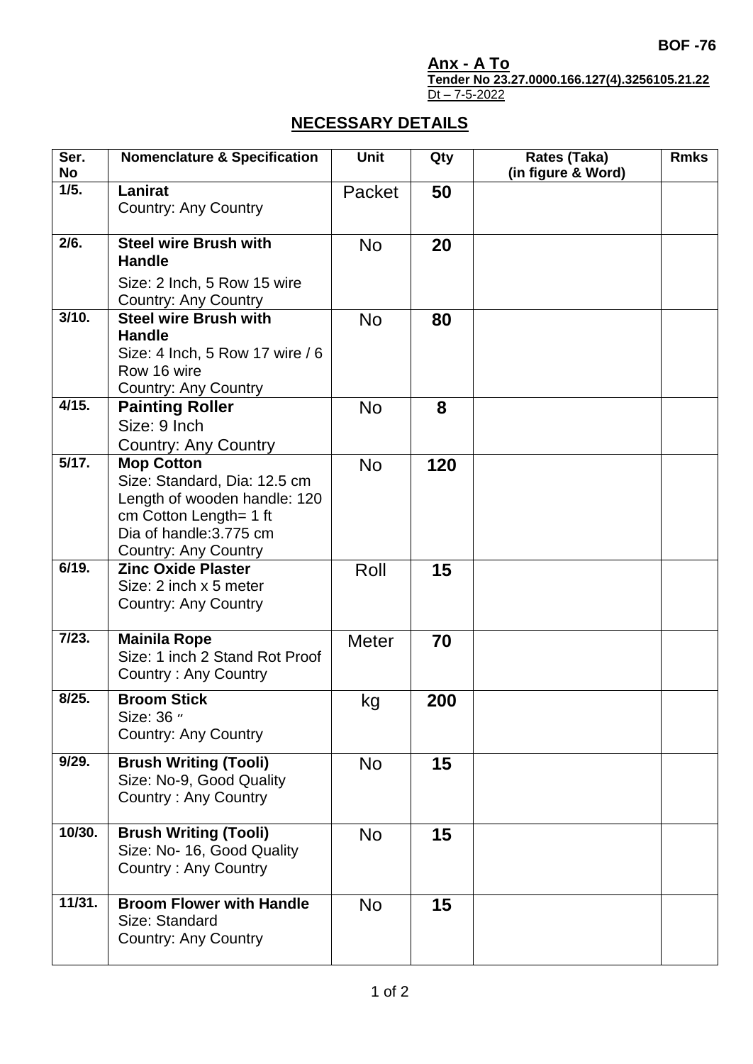**BOF -76**

**Anx - A To**
**Tender No 23.27.0000.166.127(4).3256105.21.22**
Dt – 7-5-2022

## NECESSARY DETAILS

| Ser. No | Nomenclature & Specification | Unit | Qty | Rates (Taka) (in figure & Word) | Rmks |
|---|---|---|---|---|---|
| 1/5. | **Lanirat**<br>Country: Any Country | Packet | **50** | | |
| 2/6. | **Steel wire Brush with Handle**<br>Size: 2 Inch, 5 Row 15 wire<br>Country: Any Country | No | **20** | | |
| 3/10. | **Steel wire Brush with Handle**<br>Size: 4 Inch, 5 Row 17 wire / 6 Row 16 wire<br>Country: Any Country | No | **80** | | |
| 4/15. | **Painting Roller**<br>Size: 9 Inch<br>Country: Any Country | No | **8** | | |
| 5/17. | **Mop Cotton**<br>Size: Standard, Dia: 12.5 cm Length of wooden handle: 120 cm Cotton Length= 1 ft<br>Dia of handle:3.775 cm<br>Country: Any Country | No | **120** | | |
| 6/19. | **Zinc Oxide Plaster**<br>Size: 2 inch x 5 meter<br>Country: Any Country | Roll | **15** | | |
| 7/23. | **Mainila Rope**<br>Size: 1 inch 2 Stand Rot Proof<br>Country : Any Country | Meter | **70** | | |
| 8/25. | **Broom Stick**<br>Size: 36 ″<br>Country: Any Country | kg | **200** | | |
| 9/29. | **Brush Writing (Tooli)**<br>Size: No-9, Good Quality<br>Country : Any Country | No | **15** | | |
| 10/30. | **Brush Writing (Tooli)**<br>Size: No- 16, Good Quality<br>Country : Any Country | No | **15** | | |
| 11/31. | **Broom Flower with Handle**<br>Size: Standard<br>Country: Any Country | No | **15** | | |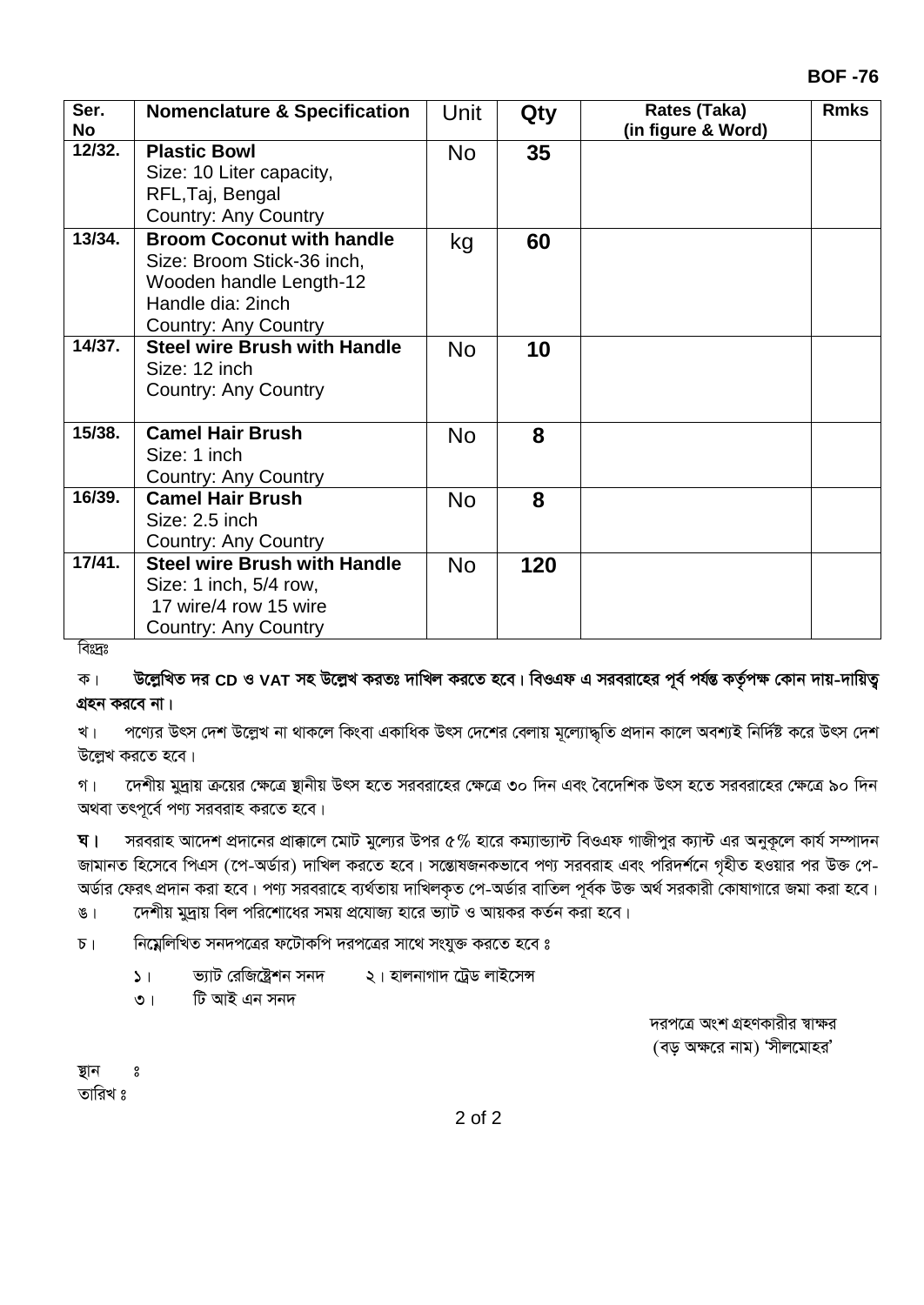**BOF -76**

| Ser. No | Nomenclature & Specification | Unit | Qty | Rates (Taka) (in figure & Word) | Rmks |
|---|---|---|---|---|---|
| 12/32. | **Plastic Bowl**<br>Size: 10 Liter capacity,<br>RFL,Taj, Bengal<br>Country: Any Country | No | **35** | | |
| 13/34. | **Broom Coconut with handle**<br>Size: Broom Stick-36 inch,<br>Wooden handle Length-12<br>Handle dia: 2inch<br>Country: Any Country | kg | **60** | | |
| 14/37. | **Steel wire Brush with Handle**<br>Size: 12 inch<br>Country: Any Country | No | **10** | | |
| 15/38. | **Camel Hair Brush**<br>Size: 1 inch<br>Country: Any Country | No | **8** | | |
| 16/39. | **Camel Hair Brush**<br>Size: 2.5 inch<br>Country: Any Country | No | **8** | | |
| 17/41. | **Steel wire Brush with Handle**<br>Size: 1 inch, 5/4 row,<br>17 wire/4 row 15 wire<br>Country: Any Country | No | **120** | | |

বিঃদ্রঃ

ক। **উল্লেখিত দর CD ও VAT সহ উল্লেখ করতঃ দাখিল করতে হবে। বিওএফ এ সরবরাহের পূর্ব পর্যন্ত কর্তৃপক্ষ কোন দায়-দায়িত্ব গ্রহন করবে না।**

খ। পণ্যের উৎস দেশ উল্লেখ না থাকলে কিংবা একাধিক উৎস দেশের বেলায় মূল্যোদ্ধৃতি প্রদান কালে অবশ্যই নির্দিষ্ট করে উৎস দেশ উল্লেখ করতে হবে।

গ। দেশীয় মুদ্রায় ক্রয়ের ক্ষেত্রে স্থানীয় উৎস হতে সরবরাহের ক্ষেত্রে ৩০ দিন এবং বৈদেশিক উৎস হতে সরবরাহের ক্ষেত্রে ৯০ দিন অথবা তৎপূর্বে পণ্য সরবরাহ করতে হবে।

**ঘ।** সরবরাহ আদেশ প্রদানের প্রাক্কালে মোট মুল্যের উপর ৫% হারে কম্যান্ড্যান্ট বিওএফ গাজীপুর ক্যান্ট এর অনুকূলে কার্য সম্পাদন জামানত হিসেবে পিএস (পে-অর্ডার) দাখিল করতে হবে। সন্তোষজনকভাবে পণ্য সরবরাহ এবং পরিদর্শনে গৃহীত হওয়ার পর উক্ত পে-অর্ডার ফেরৎ প্রদান করা হবে। পণ্য সরবরাহে ব্যর্থতায় দাখিলকৃত পে-অর্ডার বাতিল পূর্বক উক্ত অর্থ সরকারী কোষাগারে জমা করা হবে।

ঙ। দেশীয় মুদ্রায় বিল পরিশোধের সময় প্রযোজ্য হারে ভ্যাট ও আয়কর কর্তন করা হবে।

চ। নিম্নেলিখিত সনদপত্রের ফটোকপি দরপত্রের সাথে সংযুক্ত করতে হবে ঃ

১। ভ্যাট রেজিষ্ট্রেশন সনদ ২। হালনাগাদ ট্রেড লাইসেন্স

৩। টি আই এন সনদ

দরপত্রে অংশ গ্রহণকারীর স্বাক্ষর
(বড় অক্ষরে নাম) 'সীলমোহর'

স্থান ঃ

তারিখ ঃ